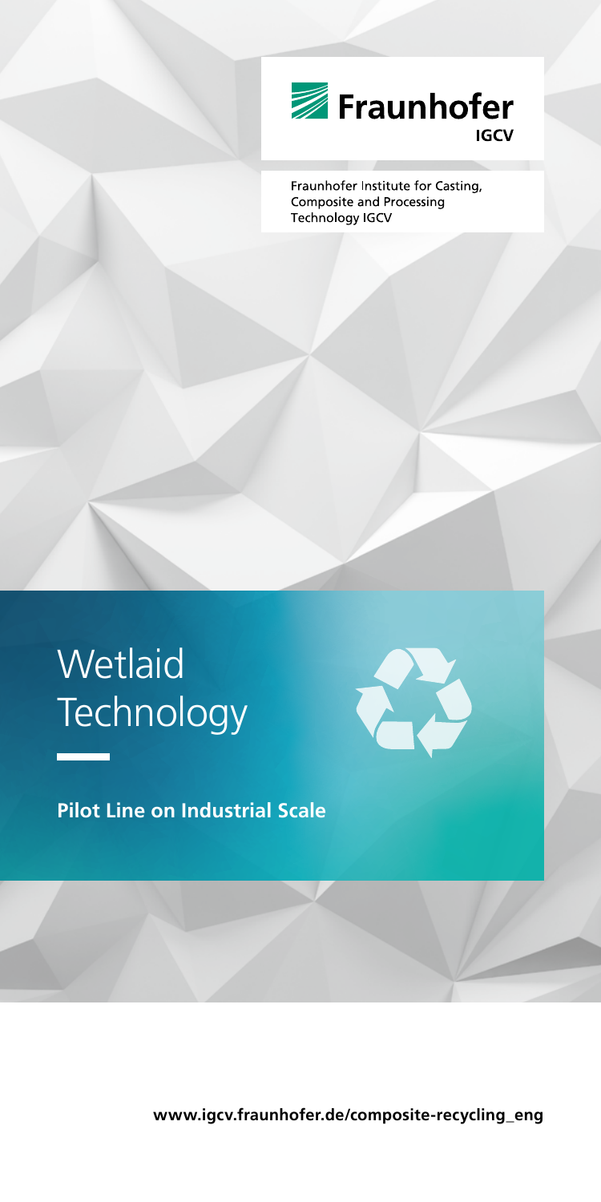Fraunhofer IGCV

Fraunhofer Institute for Casting, Composite and Processing Technology IGCV

# Wetlaid Technology

**Pilot Line on Industrial Scale**

**www.igcv.fraunhofer.de/composite-recycling_eng**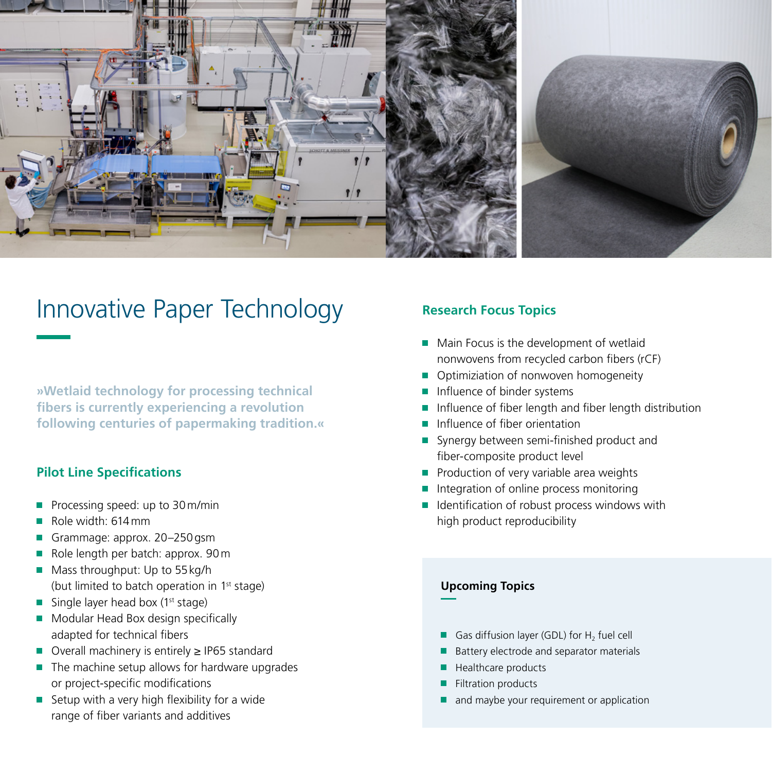# Innovative Paper Technology

**»Wetlaid technology for processing technical fibers is currently experiencing a revolution following centuries of papermaking tradition.«**

## Pilot Line Specifications

- Processing speed: up to 30 m/min
- Role width: 614 mm
- Grammage: approx. 20–250 gsm
- Role length per batch: approx. 90 m
- Mass throughput: Up to 55 kg/h (but limited to batch operation in 1st stage)
- Single layer head box (1st stage)
- Modular Head Box design specifically adapted for technical fibers
- Overall machinery is entirely ≥ IP65 standard
- The machine setup allows for hardware upgrades or project-specific modifications
- Setup with a very high flexibility for a wide range of fiber variants and additives

## Research Focus Topics

- Main Focus is the development of wetlaid nonwovens from recycled carbon fibers (rCF)
- Optimiziation of nonwoven homogeneity
- Influence of binder systems
- Influence of fiber length and fiber length distribution
- Influence of fiber orientation
- Synergy between semi-finished product and fiber-composite product level
- Production of very variable area weights
- Integration of online process monitoring
- Identification of robust process windows with high product reproducibility

### Upcoming Topics

- Gas diffusion layer (GDL) for $H_2$ fuel cell
- Battery electrode and separator materials
- Healthcare products
- Filtration products
- and maybe your requirement or application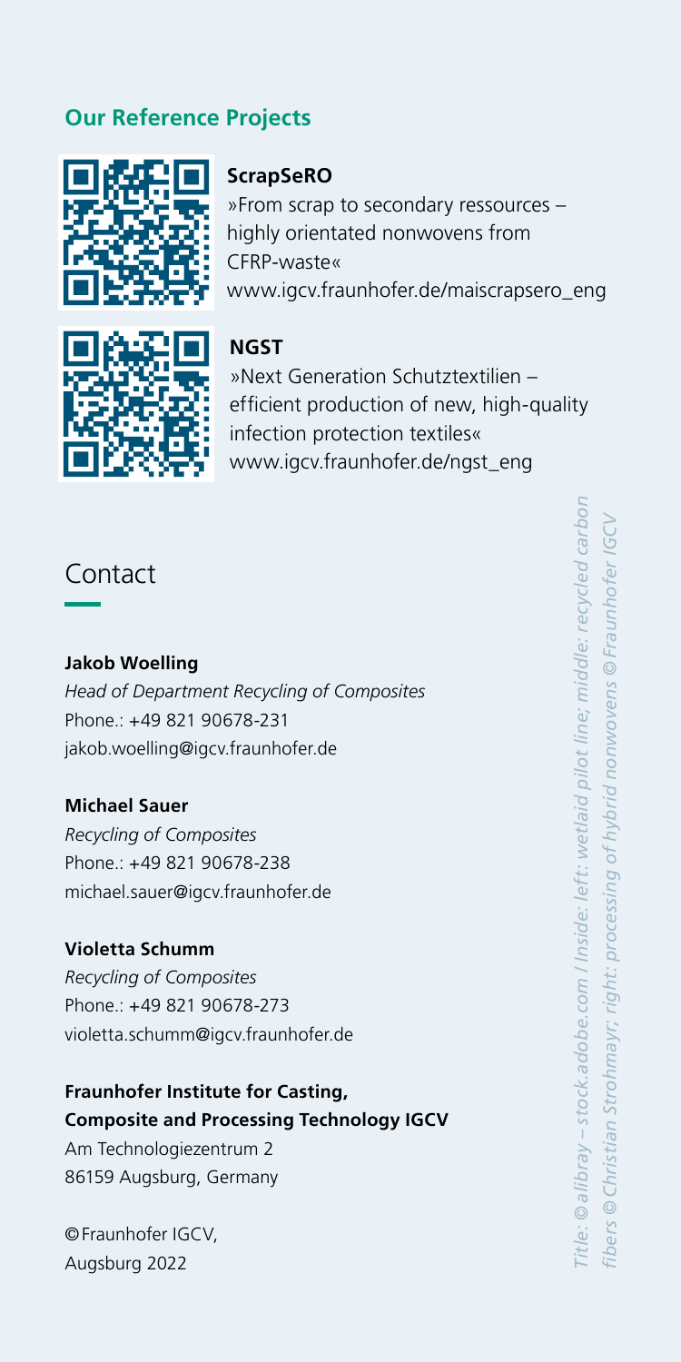## Our Reference Projects

**ScrapSeRO**
»From scrap to secondary ressources – highly orientated nonwovens from CFRP-waste«
www.igcv.fraunhofer.de/maiscrapsero_eng

**NGST**
»Next Generation Schutztextilien – efficient production of new, high-quality infection protection textiles«
www.igcv.fraunhofer.de/ngst_eng

# Contact

**Jakob Woelling**
*Head of Department Recycling of Composites*
Phone.: +49 821 90678-231
jakob.woelling@igcv.fraunhofer.de

**Michael Sauer**
*Recycling of Composites*
Phone.: +49 821 90678-238
michael.sauer@igcv.fraunhofer.de

**Violetta Schumm**
*Recycling of Composites*
Phone.: +49 821 90678-273
violetta.schumm@igcv.fraunhofer.de

**Fraunhofer Institute for Casting, Composite and Processing Technology IGCV**
Am Technologiezentrum 2
86159 Augsburg, Germany

© Fraunhofer IGCV, Augsburg 2022

*Title: © alibray – stock.adobe.com / Inside: left: wetlaid pilot line; middle: recycled carbon fibers © Christian Strohmayr; right: processing of hybrid nonwovens © Fraunhofer IGCV*